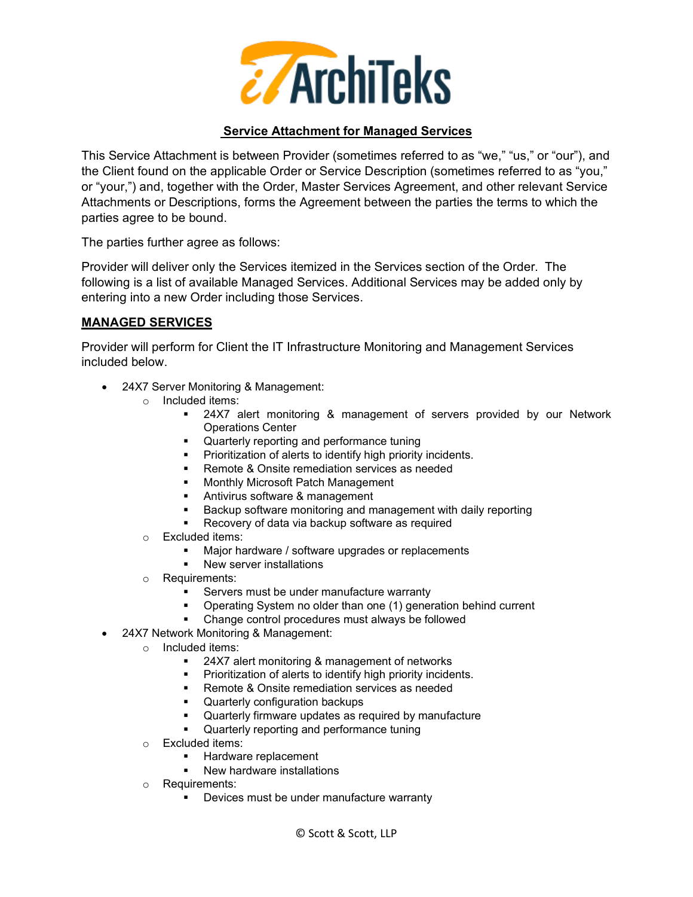# Service Attachment for Managed Services

This Service Attachment is between Provider (sometimes referred to as "we," "us," or "our"), and the Client found on the applicable Order or Service Description (sometimes referred to as "you," or "your,") and, together with the Order, Master Services Agreement, and other relevant Service Attachments or Descriptions, forms the Agreement between the parties the terms to which the parties agree to be bound.

The parties further agree as follows:

Provider will deliver only the Services itemized in the Services section of the Order. The following is a list of available Managed Services. Additional Services may be added only by entering into a new Order including those Services.

## MANAGED SERVICES

Provider will perform for Client the IT Infrastructure Monitoring and Management Services included below.

- 24X7 Server Monitoring & Management:
  - Included items:
    - 24X7 alert monitoring & management of servers provided by our Network Operations Center
    - Quarterly reporting and performance tuning
    - Prioritization of alerts to identify high priority incidents.
    - Remote & Onsite remediation services as needed
    - Monthly Microsoft Patch Management
    - Antivirus software & management
    - Backup software monitoring and management with daily reporting
    - Recovery of data via backup software as required
  - Excluded items:
    - Major hardware / software upgrades or replacements
    - New server installations
  - Requirements:
    - Servers must be under manufacture warranty
    - Operating System no older than one (1) generation behind current
    - Change control procedures must always be followed
- 24X7 Network Monitoring & Management:
  - Included items:
    - 24X7 alert monitoring & management of networks
    - Prioritization of alerts to identify high priority incidents.
    - Remote & Onsite remediation services as needed
    - Quarterly configuration backups
    - Quarterly firmware updates as required by manufacture
    - Quarterly reporting and performance tuning
  - Excluded items:
    - Hardware replacement
    - New hardware installations
  - Requirements:
    - Devices must be under manufacture warranty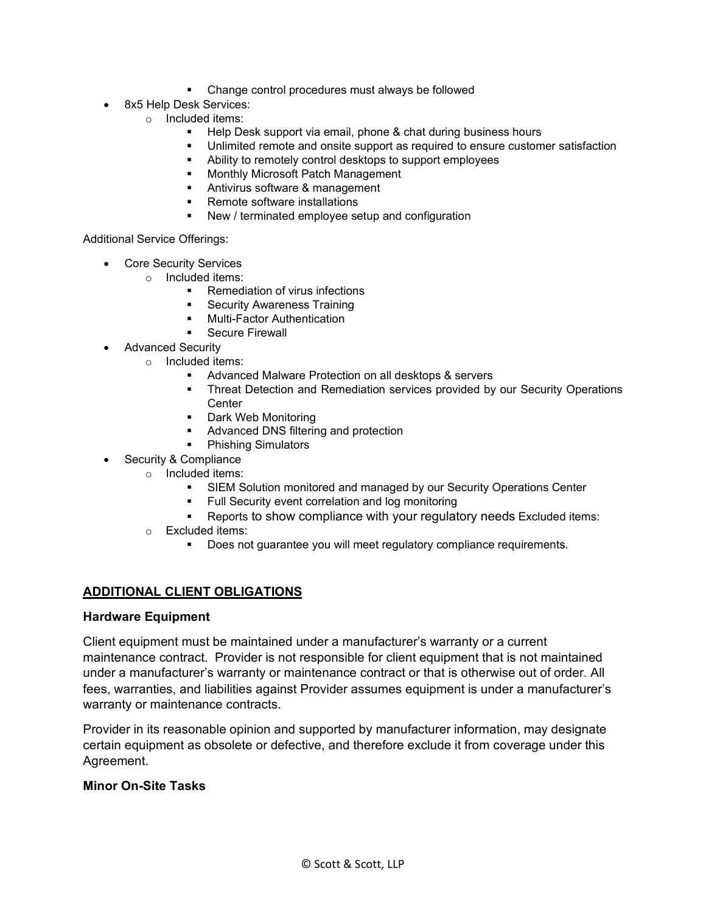- Change control procedures must always be followed
- 8x5 Help Desk Services:
  - Included items:
    - Help Desk support via email, phone & chat during business hours
    - Unlimited remote and onsite support as required to ensure customer satisfaction
    - Ability to remotely control desktops to support employees
    - Monthly Microsoft Patch Management
    - Antivirus software & management
    - Remote software installations
    - New / terminated employee setup and configuration

Additional Service Offerings:

- Core Security Services
  - Included items:
    - Remediation of virus infections
    - Security Awareness Training
    - Multi-Factor Authentication
    - Secure Firewall
- Advanced Security
  - Included items:
    - Advanced Malware Protection on all desktops & servers
    - Threat Detection and Remediation services provided by our Security Operations Center
    - Dark Web Monitoring
    - Advanced DNS filtering and protection
    - Phishing Simulators
- Security & Compliance
  - Included items:
    - SIEM Solution monitored and managed by our Security Operations Center
    - Full Security event correlation and log monitoring
    - Reports to show compliance with your regulatory needs Excluded items:
  - Excluded items:
    - Does not guarantee you will meet regulatory compliance requirements.

## ADDITIONAL CLIENT OBLIGATIONS

### Hardware Equipment

Client equipment must be maintained under a manufacturer's warranty or a current maintenance contract. Provider is not responsible for client equipment that is not maintained under a manufacturer's warranty or maintenance contract or that is otherwise out of order. All fees, warranties, and liabilities against Provider assumes equipment is under a manufacturer's warranty or maintenance contracts.

Provider in its reasonable opinion and supported by manufacturer information, may designate certain equipment as obsolete or defective, and therefore exclude it from coverage under this Agreement.

### Minor On-Site Tasks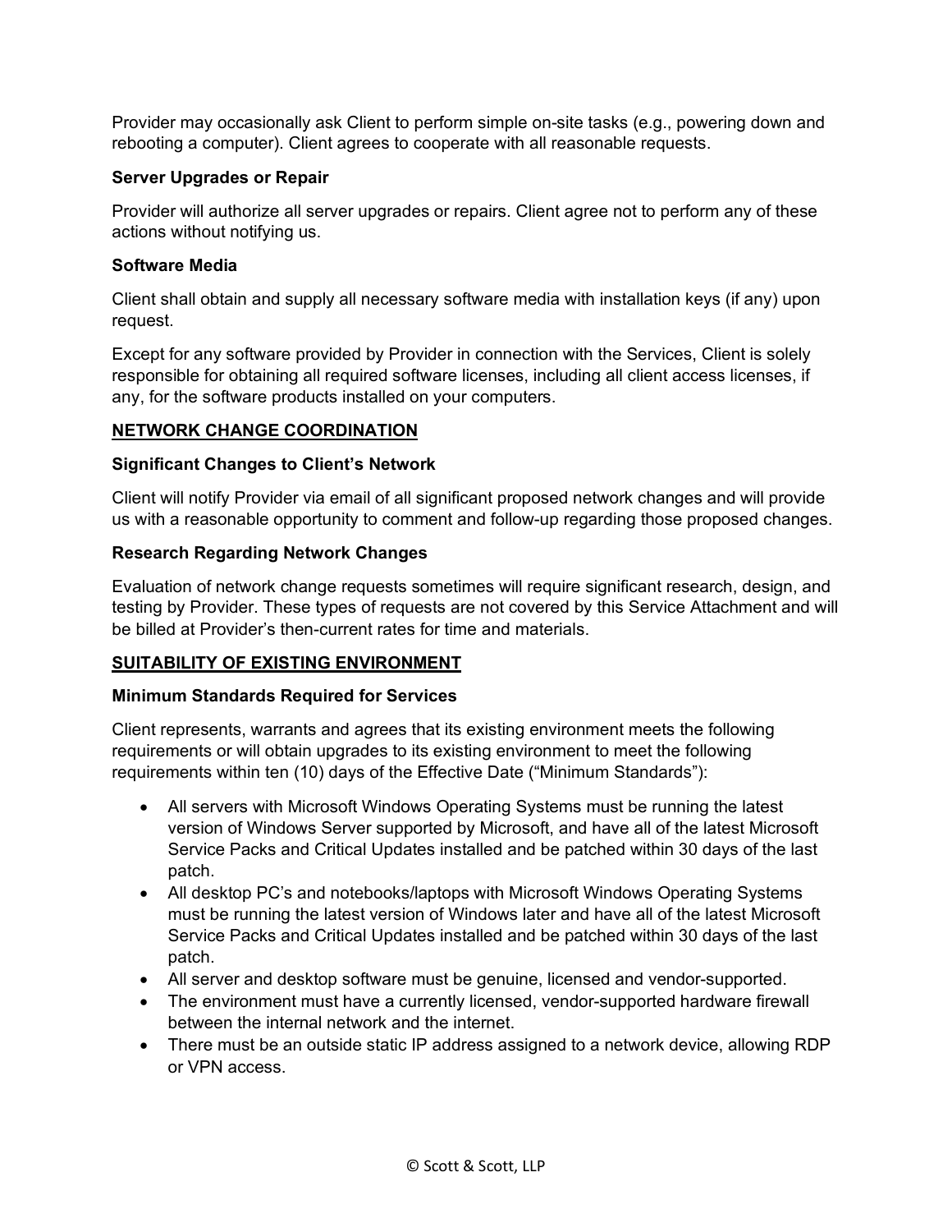Provider may occasionally ask Client to perform simple on-site tasks (e.g., powering down and rebooting a computer). Client agrees to cooperate with all reasonable requests.

**Server Upgrades or Repair**

Provider will authorize all server upgrades or repairs. Client agree not to perform any of these actions without notifying us.

**Software Media**

Client shall obtain and supply all necessary software media with installation keys (if any) upon request.

Except for any software provided by Provider in connection with the Services, Client is solely responsible for obtaining all required software licenses, including all client access licenses, if any, for the software products installed on your computers.

**NETWORK CHANGE COORDINATION**

**Significant Changes to Client's Network**

Client will notify Provider via email of all significant proposed network changes and will provide us with a reasonable opportunity to comment and follow-up regarding those proposed changes.

**Research Regarding Network Changes**

Evaluation of network change requests sometimes will require significant research, design, and testing by Provider. These types of requests are not covered by this Service Attachment and will be billed at Provider's then-current rates for time and materials.

**SUITABILITY OF EXISTING ENVIRONMENT**

**Minimum Standards Required for Services**

Client represents, warrants and agrees that its existing environment meets the following requirements or will obtain upgrades to its existing environment to meet the following requirements within ten (10) days of the Effective Date ("Minimum Standards"):

- All servers with Microsoft Windows Operating Systems must be running the latest version of Windows Server supported by Microsoft, and have all of the latest Microsoft Service Packs and Critical Updates installed and be patched within 30 days of the last patch.
- All desktop PC's and notebooks/laptops with Microsoft Windows Operating Systems must be running the latest version of Windows later and have all of the latest Microsoft Service Packs and Critical Updates installed and be patched within 30 days of the last patch.
- All server and desktop software must be genuine, licensed and vendor-supported.
- The environment must have a currently licensed, vendor-supported hardware firewall between the internal network and the internet.
- There must be an outside static IP address assigned to a network device, allowing RDP or VPN access.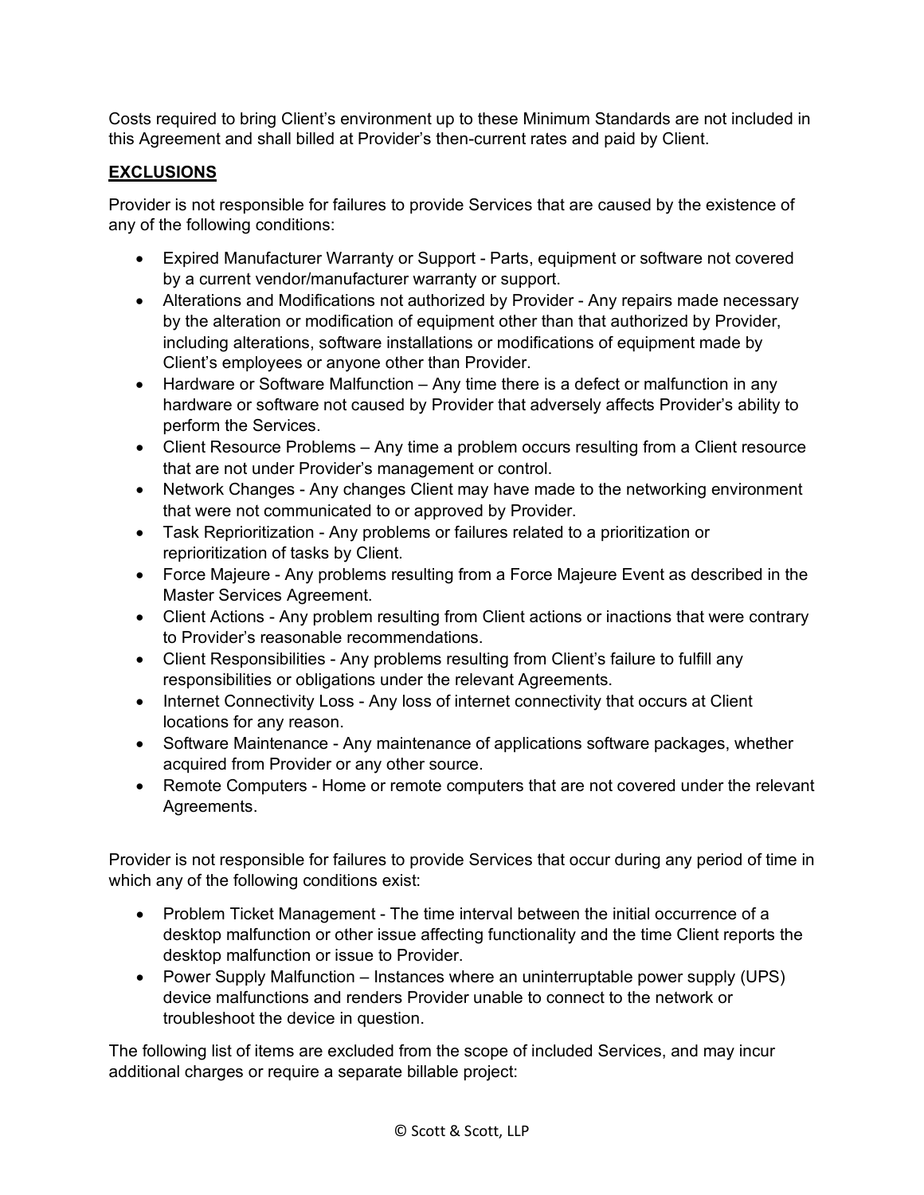Costs required to bring Client's environment up to these Minimum Standards are not included in this Agreement and shall billed at Provider's then-current rates and paid by Client.

## **EXCLUSIONS**

Provider is not responsible for failures to provide Services that are caused by the existence of any of the following conditions:

- Expired Manufacturer Warranty or Support - Parts, equipment or software not covered by a current vendor/manufacturer warranty or support.
- Alterations and Modifications not authorized by Provider - Any repairs made necessary by the alteration or modification of equipment other than that authorized by Provider, including alterations, software installations or modifications of equipment made by Client's employees or anyone other than Provider.
- Hardware or Software Malfunction – Any time there is a defect or malfunction in any hardware or software not caused by Provider that adversely affects Provider's ability to perform the Services.
- Client Resource Problems – Any time a problem occurs resulting from a Client resource that are not under Provider's management or control.
- Network Changes - Any changes Client may have made to the networking environment that were not communicated to or approved by Provider.
- Task Reprioritization - Any problems or failures related to a prioritization or reprioritization of tasks by Client.
- Force Majeure - Any problems resulting from a Force Majeure Event as described in the Master Services Agreement.
- Client Actions - Any problem resulting from Client actions or inactions that were contrary to Provider's reasonable recommendations.
- Client Responsibilities - Any problems resulting from Client's failure to fulfill any responsibilities or obligations under the relevant Agreements.
- Internet Connectivity Loss - Any loss of internet connectivity that occurs at Client locations for any reason.
- Software Maintenance - Any maintenance of applications software packages, whether acquired from Provider or any other source.
- Remote Computers - Home or remote computers that are not covered under the relevant Agreements.

Provider is not responsible for failures to provide Services that occur during any period of time in which any of the following conditions exist:

- Problem Ticket Management - The time interval between the initial occurrence of a desktop malfunction or other issue affecting functionality and the time Client reports the desktop malfunction or issue to Provider.
- Power Supply Malfunction – Instances where an uninterruptable power supply (UPS) device malfunctions and renders Provider unable to connect to the network or troubleshoot the device in question.

The following list of items are excluded from the scope of included Services, and may incur additional charges or require a separate billable project: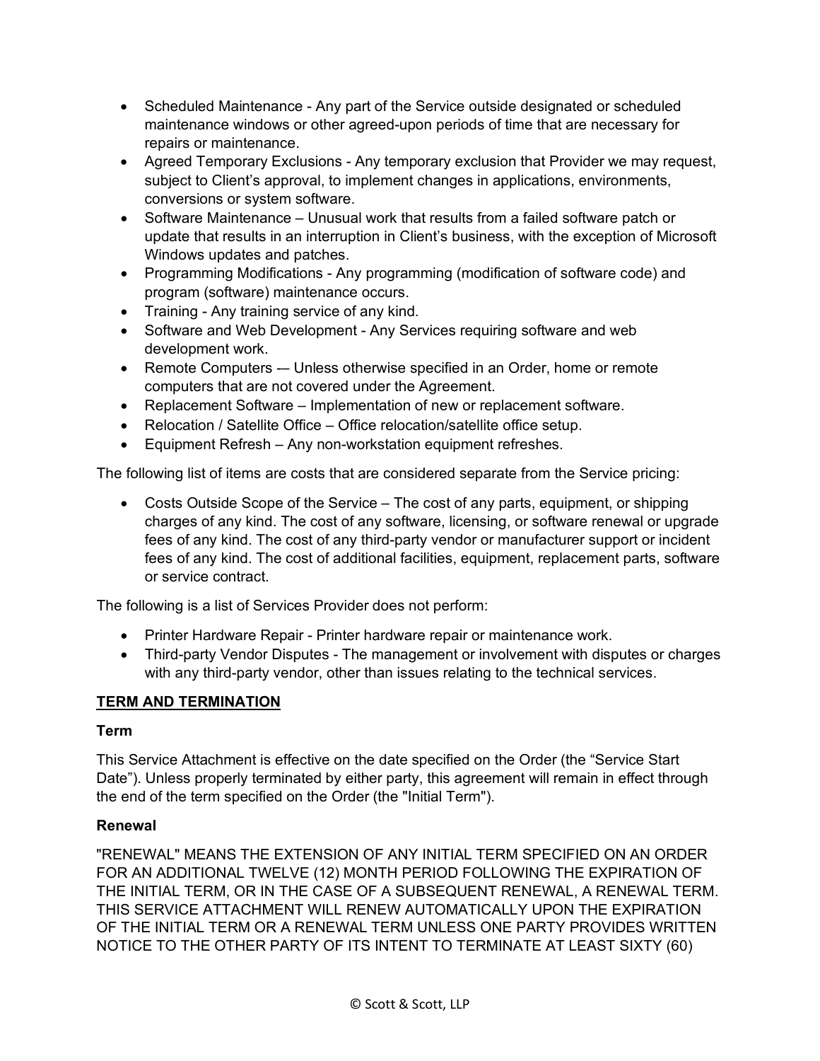- Scheduled Maintenance - Any part of the Service outside designated or scheduled maintenance windows or other agreed-upon periods of time that are necessary for repairs or maintenance.
- Agreed Temporary Exclusions - Any temporary exclusion that Provider we may request, subject to Client's approval, to implement changes in applications, environments, conversions or system software.
- Software Maintenance – Unusual work that results from a failed software patch or update that results in an interruption in Client's business, with the exception of Microsoft Windows updates and patches.
- Programming Modifications - Any programming (modification of software code) and program (software) maintenance occurs.
- Training - Any training service of any kind.
- Software and Web Development - Any Services requiring software and web development work.
- Remote Computers -– Unless otherwise specified in an Order, home or remote computers that are not covered under the Agreement.
- Replacement Software – Implementation of new or replacement software.
- Relocation / Satellite Office – Office relocation/satellite office setup.
- Equipment Refresh – Any non-workstation equipment refreshes.

The following list of items are costs that are considered separate from the Service pricing:

- Costs Outside Scope of the Service – The cost of any parts, equipment, or shipping charges of any kind. The cost of any software, licensing, or software renewal or upgrade fees of any kind. The cost of any third-party vendor or manufacturer support or incident fees of any kind. The cost of additional facilities, equipment, replacement parts, software or service contract.

The following is a list of Services Provider does not perform:

- Printer Hardware Repair - Printer hardware repair or maintenance work.
- Third-party Vendor Disputes - The management or involvement with disputes or charges with any third-party vendor, other than issues relating to the technical services.

## TERM AND TERMINATION

### Term

This Service Attachment is effective on the date specified on the Order (the "Service Start Date"). Unless properly terminated by either party, this agreement will remain in effect through the end of the term specified on the Order (the "Initial Term").

### Renewal

"RENEWAL" MEANS THE EXTENSION OF ANY INITIAL TERM SPECIFIED ON AN ORDER FOR AN ADDITIONAL TWELVE (12) MONTH PERIOD FOLLOWING THE EXPIRATION OF THE INITIAL TERM, OR IN THE CASE OF A SUBSEQUENT RENEWAL, A RENEWAL TERM. THIS SERVICE ATTACHMENT WILL RENEW AUTOMATICALLY UPON THE EXPIRATION OF THE INITIAL TERM OR A RENEWAL TERM UNLESS ONE PARTY PROVIDES WRITTEN NOTICE TO THE OTHER PARTY OF ITS INTENT TO TERMINATE AT LEAST SIXTY (60)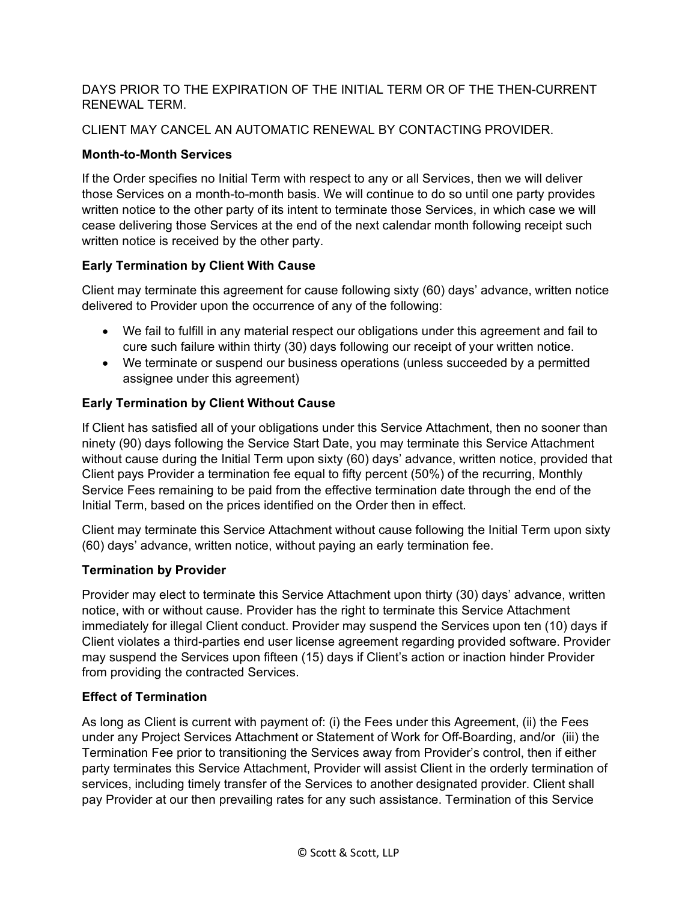DAYS PRIOR TO THE EXPIRATION OF THE INITIAL TERM OR OF THE THEN-CURRENT RENEWAL TERM.

CLIENT MAY CANCEL AN AUTOMATIC RENEWAL BY CONTACTING PROVIDER.

**Month-to-Month Services**

If the Order specifies no Initial Term with respect to any or all Services, then we will deliver those Services on a month-to-month basis. We will continue to do so until one party provides written notice to the other party of its intent to terminate those Services, in which case we will cease delivering those Services at the end of the next calendar month following receipt such written notice is received by the other party.

**Early Termination by Client With Cause**

Client may terminate this agreement for cause following sixty (60) days' advance, written notice delivered to Provider upon the occurrence of any of the following:

- We fail to fulfill in any material respect our obligations under this agreement and fail to cure such failure within thirty (30) days following our receipt of your written notice.
- We terminate or suspend our business operations (unless succeeded by a permitted assignee under this agreement)

**Early Termination by Client Without Cause**

If Client has satisfied all of your obligations under this Service Attachment, then no sooner than ninety (90) days following the Service Start Date, you may terminate this Service Attachment without cause during the Initial Term upon sixty (60) days' advance, written notice, provided that Client pays Provider a termination fee equal to fifty percent (50%) of the recurring, Monthly Service Fees remaining to be paid from the effective termination date through the end of the Initial Term, based on the prices identified on the Order then in effect.

Client may terminate this Service Attachment without cause following the Initial Term upon sixty (60) days' advance, written notice, without paying an early termination fee.

**Termination by Provider**

Provider may elect to terminate this Service Attachment upon thirty (30) days' advance, written notice, with or without cause. Provider has the right to terminate this Service Attachment immediately for illegal Client conduct. Provider may suspend the Services upon ten (10) days if Client violates a third-parties end user license agreement regarding provided software. Provider may suspend the Services upon fifteen (15) days if Client's action or inaction hinder Provider from providing the contracted Services.

**Effect of Termination**

As long as Client is current with payment of: (i) the Fees under this Agreement, (ii) the Fees under any Project Services Attachment or Statement of Work for Off-Boarding, and/or (iii) the Termination Fee prior to transitioning the Services away from Provider's control, then if either party terminates this Service Attachment, Provider will assist Client in the orderly termination of services, including timely transfer of the Services to another designated provider. Client shall pay Provider at our then prevailing rates for any such assistance. Termination of this Service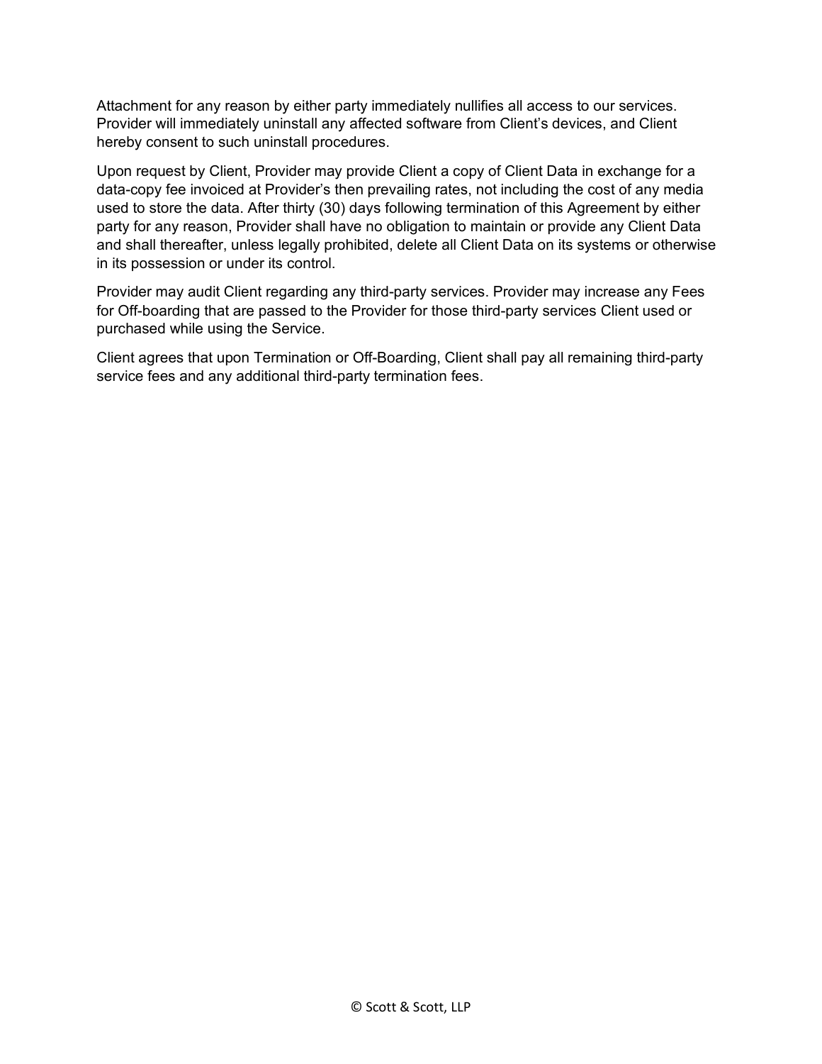Attachment for any reason by either party immediately nullifies all access to our services. Provider will immediately uninstall any affected software from Client's devices, and Client hereby consent to such uninstall procedures.

Upon request by Client, Provider may provide Client a copy of Client Data in exchange for a data-copy fee invoiced at Provider's then prevailing rates, not including the cost of any media used to store the data. After thirty (30) days following termination of this Agreement by either party for any reason, Provider shall have no obligation to maintain or provide any Client Data and shall thereafter, unless legally prohibited, delete all Client Data on its systems or otherwise in its possession or under its control.

Provider may audit Client regarding any third-party services. Provider may increase any Fees for Off-boarding that are passed to the Provider for those third-party services Client used or purchased while using the Service.

Client agrees that upon Termination or Off-Boarding, Client shall pay all remaining third-party service fees and any additional third-party termination fees.